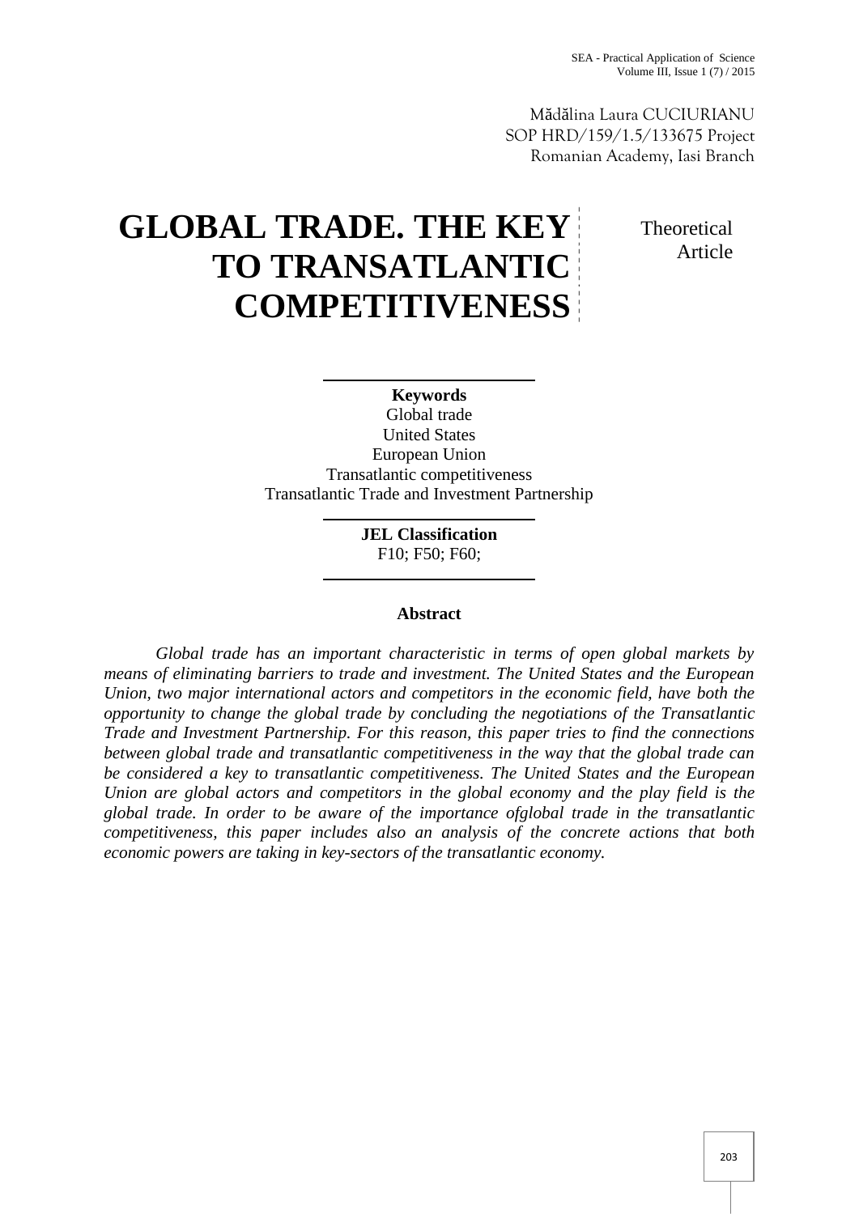Mădălina Laura CUCIURIANU
SOP HRD/159/1.5/133675 Project
Romanian Academy, Iasi Branch

# GLOBAL TRADE. THE KEY TO TRANSATLANTIC COMPETITIVENESS

Theoretical Article

**Keywords**
Global trade
United States
European Union
Transatlantic competitiveness
Transatlantic Trade and Investment Partnership

**JEL Classification**
F10; F50; F60;

**Abstract**

*Global trade has an important characteristic in terms of open global markets by means of eliminating barriers to trade and investment. The United States and the European Union, two major international actors and competitors in the economic field, have both the opportunity to change the global trade by concluding the negotiations of the Transatlantic Trade and Investment Partnership. For this reason, this paper tries to find the connections between global trade and transatlantic competitiveness in the way that the global trade can be considered a key to transatlantic competitiveness. The United States and the European Union are global actors and competitors in the global economy and the play field is the global trade. In order to be aware of the importance ofglobal trade in the transatlantic competitiveness, this paper includes also an analysis of the concrete actions that both economic powers are taking in key-sectors of the transatlantic economy.*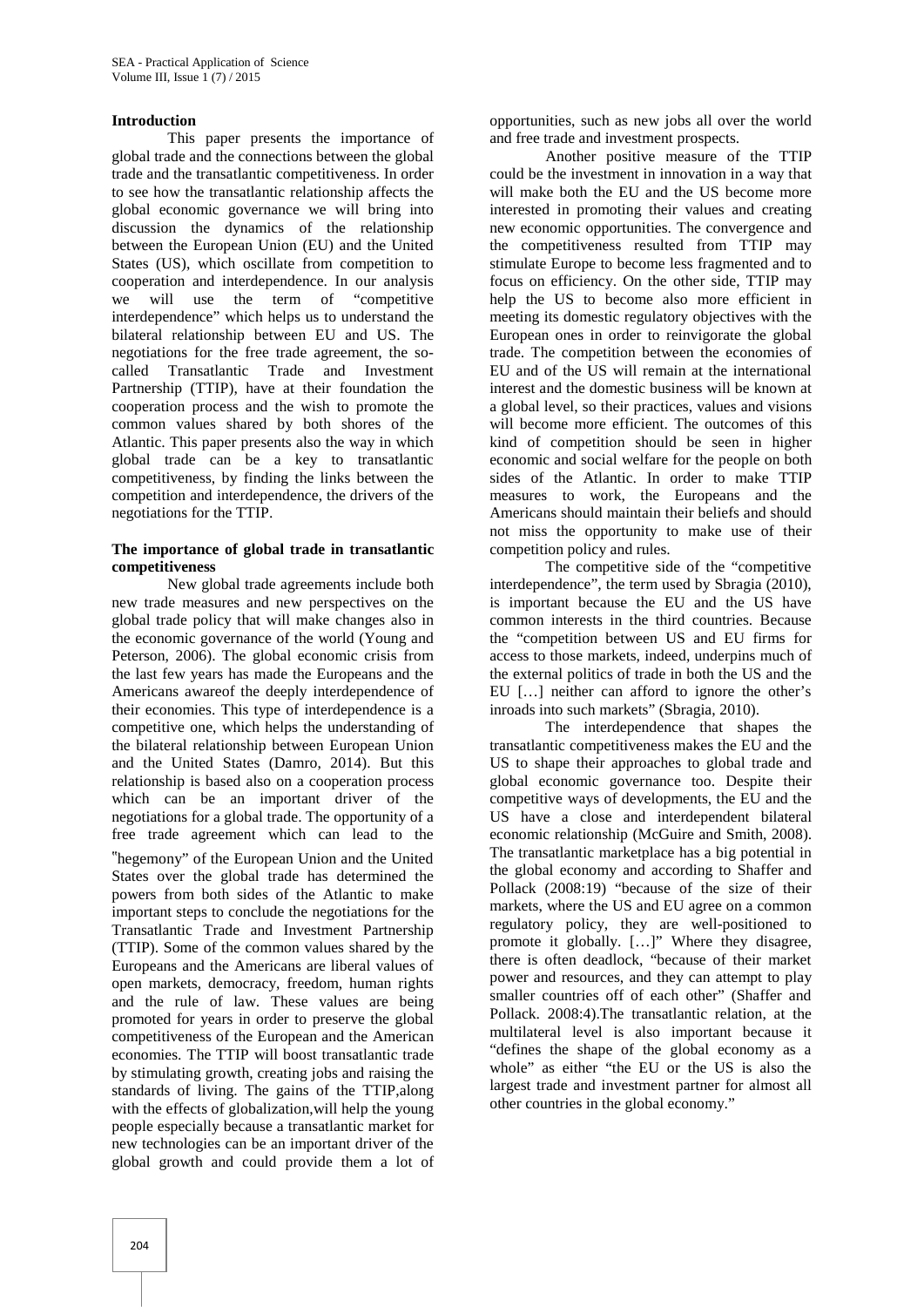**Introduction**

This paper presents the importance of global trade and the connections between the global trade and the transatlantic competitiveness. In order to see how the transatlantic relationship affects the global economic governance we will bring into discussion the dynamics of the relationship between the European Union (EU) and the United States (US), which oscillate from competition to cooperation and interdependence. In our analysis we will use the term of "competitive interdependence" which helps us to understand the bilateral relationship between EU and US. The negotiations for the free trade agreement, the so-called Transatlantic Trade and Investment Partnership (TTIP), have at their foundation the cooperation process and the wish to promote the common values shared by both shores of the Atlantic. This paper presents also the way in which global trade can be a key to transatlantic competitiveness, by finding the links between the competition and interdependence, the drivers of the negotiations for the TTIP.

**The importance of global trade in transatlantic competitiveness**

New global trade agreements include both new trade measures and new perspectives on the global trade policy that will make changes also in the economic governance of the world (Young and Peterson, 2006). The global economic crisis from the last few years has made the Europeans and the Americans awareof the deeply interdependence of their economies. This type of interdependence is a competitive one, which helps the understanding of the bilateral relationship between European Union and the United States (Damro, 2014). But this relationship is based also on a cooperation process which can be an important driver of the negotiations for a global trade. The opportunity of a free trade agreement which can lead to the "hegemony" of the European Union and the United States over the global trade has determined the powers from both sides of the Atlantic to make important steps to conclude the negotiations for the Transatlantic Trade and Investment Partnership (TTIP). Some of the common values shared by the Europeans and the Americans are liberal values of open markets, democracy, freedom, human rights and the rule of law. These values are being promoted for years in order to preserve the global competitiveness of the European and the American economies. The TTIP will boost transatlantic trade by stimulating growth, creating jobs and raising the standards of living. The gains of the TTIP,along with the effects of globalization,will help the young people especially because a transatlantic market for new technologies can be an important driver of the global growth and could provide them a lot of opportunities, such as new jobs all over the world and free trade and investment prospects.

Another positive measure of the TTIP could be the investment in innovation in a way that will make both the EU and the US become more interested in promoting their values and creating new economic opportunities. The convergence and the competitiveness resulted from TTIP may stimulate Europe to become less fragmented and to focus on efficiency. On the other side, TTIP may help the US to become also more efficient in meeting its domestic regulatory objectives with the European ones in order to reinvigorate the global trade. The competition between the economies of EU and of the US will remain at the international interest and the domestic business will be known at a global level, so their practices, values and visions will become more efficient. The outcomes of this kind of competition should be seen in higher economic and social welfare for the people on both sides of the Atlantic. In order to make TTIP measures to work, the Europeans and the Americans should maintain their beliefs and should not miss the opportunity to make use of their competition policy and rules.

The competitive side of the "competitive interdependence", the term used by Sbragia (2010), is important because the EU and the US have common interests in the third countries. Because the "competition between US and EU firms for access to those markets, indeed, underpins much of the external politics of trade in both the US and the EU […] neither can afford to ignore the other's inroads into such markets" (Sbragia, 2010).

The interdependence that shapes the transatlantic competitiveness makes the EU and the US to shape their approaches to global trade and global economic governance too. Despite their competitive ways of developments, the EU and the US have a close and interdependent bilateral economic relationship (McGuire and Smith, 2008). The transatlantic marketplace has a big potential in the global economy and according to Shaffer and Pollack (2008:19) "because of the size of their markets, where the US and EU agree on a common regulatory policy, they are well-positioned to promote it globally. […]" Where they disagree, there is often deadlock, "because of their market power and resources, and they can attempt to play smaller countries off of each other" (Shaffer and Pollack. 2008:4).The transatlantic relation, at the multilateral level is also important because it "defines the shape of the global economy as a whole" as either "the EU or the US is also the largest trade and investment partner for almost all other countries in the global economy."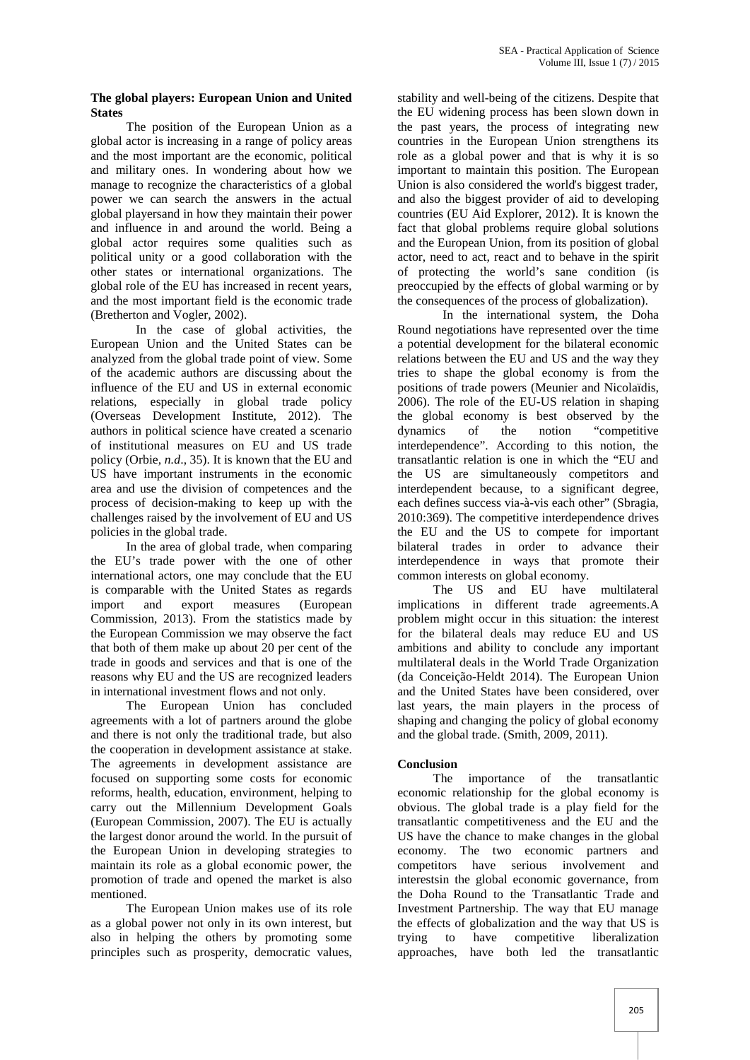## The global players: European Union and United States

The position of the European Union as a global actor is increasing in a range of policy areas and the most important are the economic, political and military ones. In wondering about how we manage to recognize the characteristics of a global power we can search the answers in the actual global playersand in how they maintain their power and influence in and around the world. Being a global actor requires some qualities such as political unity or a good collaboration with the other states or international organizations. The global role of the EU has increased in recent years, and the most important field is the economic trade (Bretherton and Vogler, 2002).

In the case of global activities, the European Union and the United States can be analyzed from the global trade point of view. Some of the academic authors are discussing about the influence of the EU and US in external economic relations, especially in global trade policy (Overseas Development Institute, 2012). The authors in political science have created a scenario of institutional measures on EU and US trade policy (Orbie, *n.d.*, 35). It is known that the EU and US have important instruments in the economic area and use the division of competences and the process of decision-making to keep up with the challenges raised by the involvement of EU and US policies in the global trade.

In the area of global trade, when comparing the EU's trade power with the one of other international actors, one may conclude that the EU is comparable with the United States as regards import and export measures (European Commission, 2013). From the statistics made by the European Commission we may observe the fact that both of them make up about 20 per cent of the trade in goods and services and that is one of the reasons why EU and the US are recognized leaders in international investment flows and not only.

The European Union has concluded agreements with a lot of partners around the globe and there is not only the traditional trade, but also the cooperation in development assistance at stake. The agreements in development assistance are focused on supporting some costs for economic reforms, health, education, environment, helping to carry out the Millennium Development Goals (European Commission, 2007). The EU is actually the largest donor around the world. In the pursuit of the European Union in developing strategies to maintain its role as a global economic power, the promotion of trade and opened the market is also mentioned.

The European Union makes use of its role as a global power not only in its own interest, but also in helping the others by promoting some principles such as prosperity, democratic values, stability and well-being of the citizens. Despite that the EU widening process has been slown down in the past years, the process of integrating new countries in the European Union strengthens its role as a global power and that is why it is so important to maintain this position. The European Union is also considered the world's biggest trader, and also the biggest provider of aid to developing countries (EU Aid Explorer, 2012). It is known the fact that global problems require global solutions and the European Union, from its position of global actor, need to act, react and to behave in the spirit of protecting the world's sane condition (is preoccupied by the effects of global warming or by the consequences of the process of globalization).

In the international system, the Doha Round negotiations have represented over the time a potential development for the bilateral economic relations between the EU and US and the way they tries to shape the global economy is from the positions of trade powers (Meunier and Nicolaïdis, 2006). The role of the EU-US relation in shaping the global economy is best observed by the dynamics of the notion "competitive interdependence". According to this notion, the transatlantic relation is one in which the "EU and the US are simultaneously competitors and interdependent because, to a significant degree, each defines success via-à-vis each other" (Sbragia, 2010:369). The competitive interdependence drives the EU and the US to compete for important bilateral trades in order to advance their interdependence in ways that promote their common interests on global economy.

The US and EU have multilateral implications in different trade agreements.A problem might occur in this situation: the interest for the bilateral deals may reduce EU and US ambitions and ability to conclude any important multilateral deals in the World Trade Organization (da Conceição-Heldt 2014). The European Union and the United States have been considered, over last years, the main players in the process of shaping and changing the policy of global economy and the global trade. (Smith, 2009, 2011).

## Conclusion

The importance of the transatlantic economic relationship for the global economy is obvious. The global trade is a play field for the transatlantic competitiveness and the EU and the US have the chance to make changes in the global economy. The two economic partners and competitors have serious involvement and interestsin the global economic governance, from the Doha Round to the Transatlantic Trade and Investment Partnership. The way that EU manage the effects of globalization and the way that US is trying to have competitive liberalization approaches, have both led the transatlantic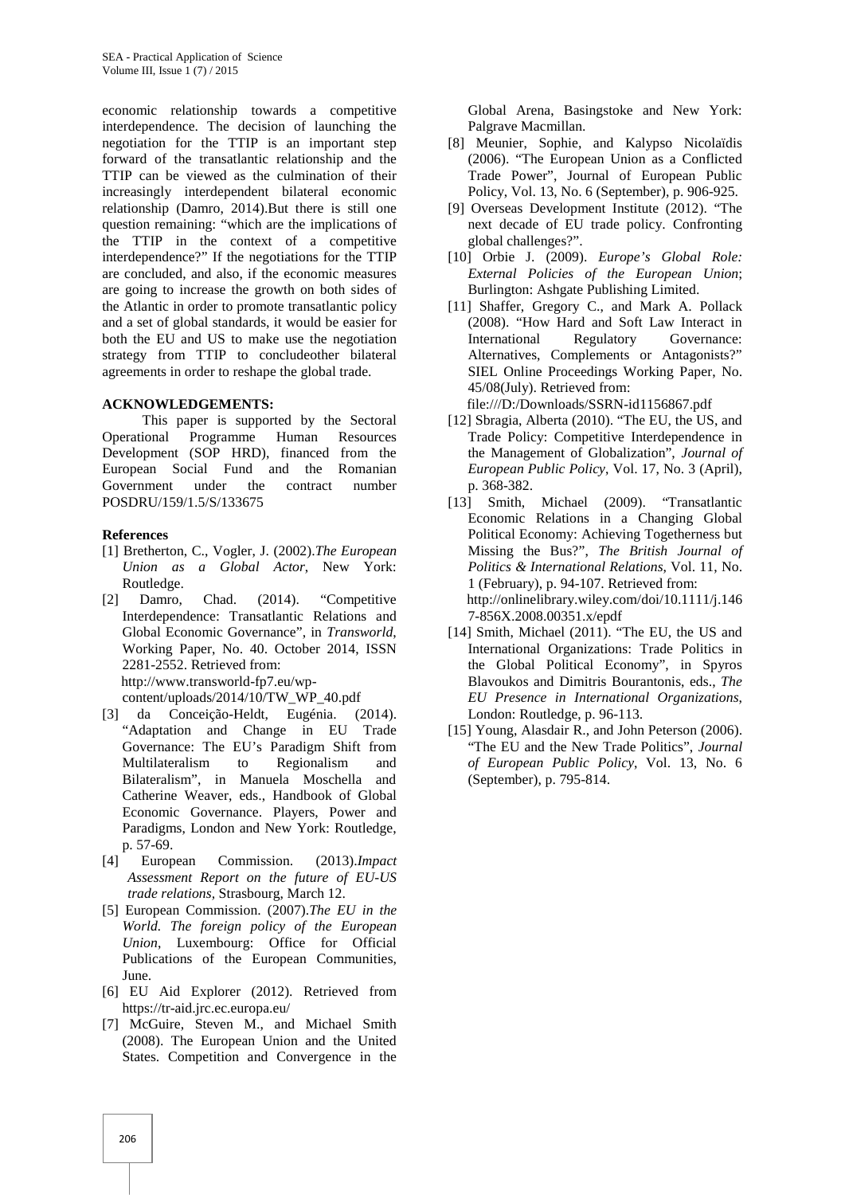economic relationship towards a competitive interdependence. The decision of launching the negotiation for the TTIP is an important step forward of the transatlantic relationship and the TTIP can be viewed as the culmination of their increasingly interdependent bilateral economic relationship (Damro, 2014).But there is still one question remaining: "which are the implications of the TTIP in the context of a competitive interdependence?" If the negotiations for the TTIP are concluded, and also, if the economic measures are going to increase the growth on both sides of the Atlantic in order to promote transatlantic policy and a set of global standards, it would be easier for both the EU and US to make use the negotiation strategy from TTIP to concludeother bilateral agreements in order to reshape the global trade.

**ACKNOWLEDGEMENTS:**

This paper is supported by the Sectoral Operational Programme Human Resources Development (SOP HRD), financed from the European Social Fund and the Romanian Government under the contract number POSDRU/159/1.5/S/133675

**References**

[1] Bretherton, C., Vogler, J. (2002).*The European Union as a Global Actor*, New York: Routledge.

[2] Damro, Chad. (2014). "Competitive Interdependence: Transatlantic Relations and Global Economic Governance", in *Transworld*, Working Paper, No. 40. October 2014, ISSN 2281-2552. Retrieved from: http://www.transworld-fp7.eu/wp-content/uploads/2014/10/TW_WP_40.pdf

[3] da Conceição-Heldt, Eugénia. (2014). "Adaptation and Change in EU Trade Governance: The EU's Paradigm Shift from Multilateralism to Regionalism and Bilateralism", in Manuela Moschella and Catherine Weaver, eds., Handbook of Global Economic Governance. Players, Power and Paradigms, London and New York: Routledge, p. 57-69.

[4] European Commission. (2013).*Impact Assessment Report on the future of EU-US trade relations*, Strasbourg, March 12.

[5] European Commission. (2007).*The EU in the World. The foreign policy of the European Union*, Luxembourg: Office for Official Publications of the European Communities, June.

[6] EU Aid Explorer (2012). Retrieved from https://tr-aid.jrc.ec.europa.eu/

[7] McGuire, Steven M., and Michael Smith (2008). The European Union and the United States. Competition and Convergence in the Global Arena, Basingstoke and New York: Palgrave Macmillan.

[8] Meunier, Sophie, and Kalypso Nicolaïdis (2006). "The European Union as a Conflicted Trade Power", Journal of European Public Policy, Vol. 13, No. 6 (September), p. 906-925.

[9] Overseas Development Institute (2012). "The next decade of EU trade policy. Confronting global challenges?".

[10] Orbie J. (2009). *Europe's Global Role: External Policies of the European Union*; Burlington: Ashgate Publishing Limited.

[11] Shaffer, Gregory C., and Mark A. Pollack (2008). "How Hard and Soft Law Interact in International Regulatory Governance: Alternatives, Complements or Antagonists?" SIEL Online Proceedings Working Paper, No. 45/08(July). Retrieved from: file:///D:/Downloads/SSRN-id1156867.pdf

[12] Sbragia, Alberta (2010). "The EU, the US, and Trade Policy: Competitive Interdependence in the Management of Globalization", *Journal of European Public Policy*, Vol. 17, No. 3 (April), p. 368-382.

[13] Smith, Michael (2009). "Transatlantic Economic Relations in a Changing Global Political Economy: Achieving Togetherness but Missing the Bus?", *The British Journal of Politics & International Relations*, Vol. 11, No. 1 (February), p. 94-107. Retrieved from: http://onlinelibrary.wiley.com/doi/10.1111/j.1467-856X.2008.00351.x/epdf

[14] Smith, Michael (2011). "The EU, the US and International Organizations: Trade Politics in the Global Political Economy", in Spyros Blavoukos and Dimitris Bourantonis, eds., *The EU Presence in International Organizations*, London: Routledge, p. 96-113.

[15] Young, Alasdair R., and John Peterson (2006). "The EU and the New Trade Politics", *Journal of European Public Policy*, Vol. 13, No. 6 (September), p. 795-814.